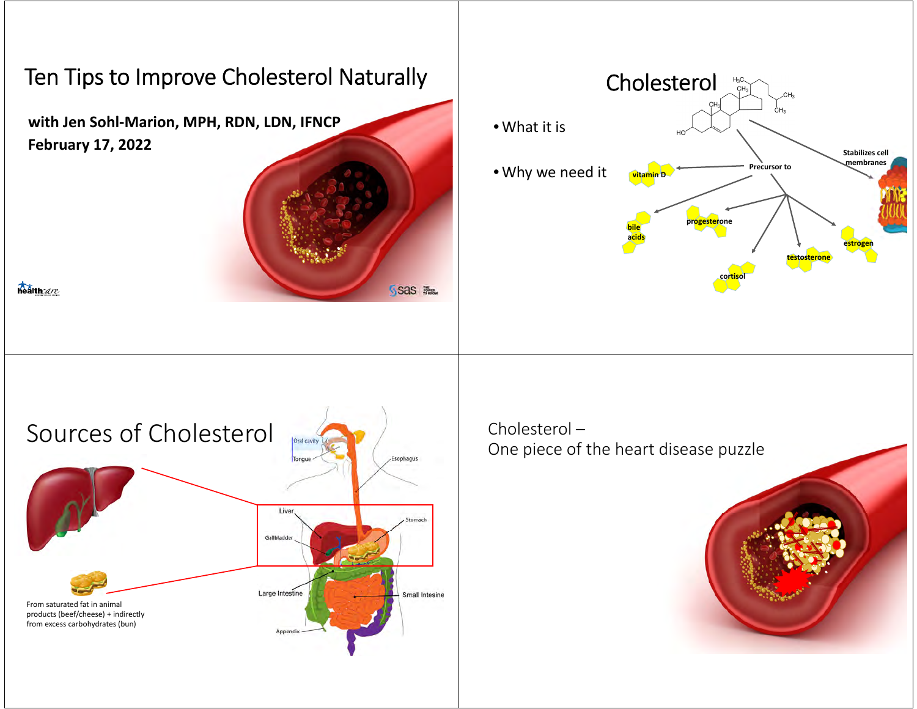# Ten Tips to Improve Cholesterol Naturally

**with Jen Sohl-Marion, MPH, RDN, LDN, IFNCP**
**February 17, 2022**

# Cholesterol

- What it is
- Why we need it

Stabilizes cell membranes

Precursor to

vitamin D

bile acids

progesterone

cortisol

testosterone

estrogen

# Sources of Cholesterol

From saturated fat in animal products (beef/cheese) + indirectly from excess carbohydrates (bun)

Oral cavity

Tongue

Esophagus

Liver

Gallbladder

Stomach

Large Intestine

Small Intesine

Appendix

# Cholesterol – One piece of the heart disease puzzle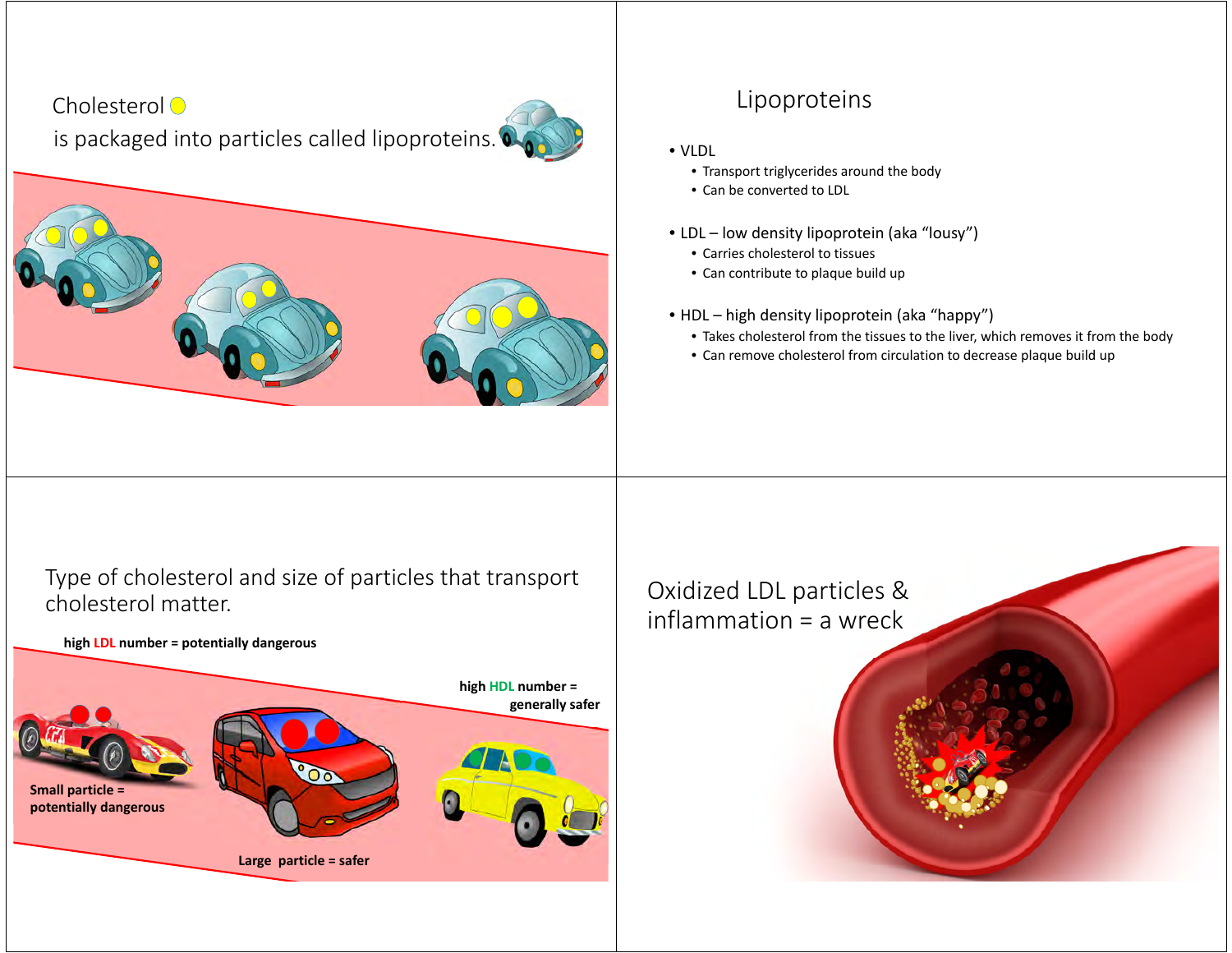Cholesterol

is packaged into particles called lipoproteins.

## Lipoproteins

- VLDL
  - Transport triglycerides around the body
  - Can be converted to LDL
- LDL – low density lipoprotein (aka "lousy")
  - Carries cholesterol to tissues
  - Can contribute to plaque build up
- HDL – high density lipoprotein (aka "happy")
  - Takes cholesterol from the tissues to the liver, which removes it from the body
  - Can remove cholesterol from circulation to decrease plaque build up

Type of cholesterol and size of particles that transport cholesterol matter.

**high LDL number = potentially dangerous**

**high HDL number = generally safer**

**Small particle = potentially dangerous**

**Large particle = safer**

Oxidized LDL particles & inflammation = a wreck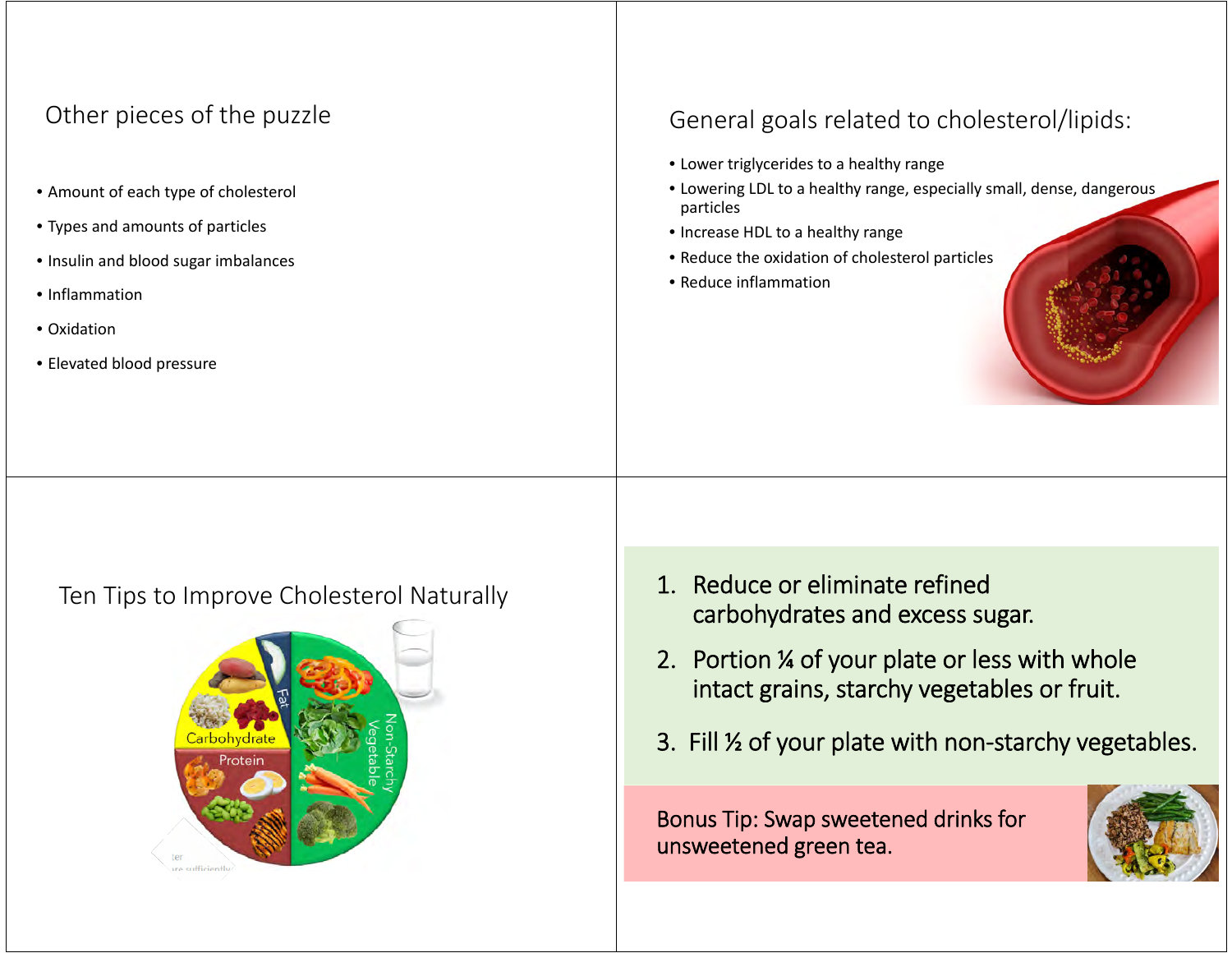## Other pieces of the puzzle

- Amount of each type of cholesterol
- Types and amounts of particles
- Insulin and blood sugar imbalances
- Inflammation
- Oxidation
- Elevated blood pressure

## General goals related to cholesterol/lipids:

- Lower triglycerides to a healthy range
- Lowering LDL to a healthy range, especially small, dense, dangerous particles
- Increase HDL to a healthy range
- Reduce the oxidation of cholesterol particles
- Reduce inflammation

## Ten Tips to Improve Cholesterol Naturally

1. Reduce or eliminate refined carbohydrates and excess sugar.
2. Portion ¼ of your plate or less with whole intact grains, starchy vegetables or fruit.
3. Fill ½ of your plate with non-starchy vegetables.

Bonus Tip: Swap sweetened drinks for unsweetened green tea.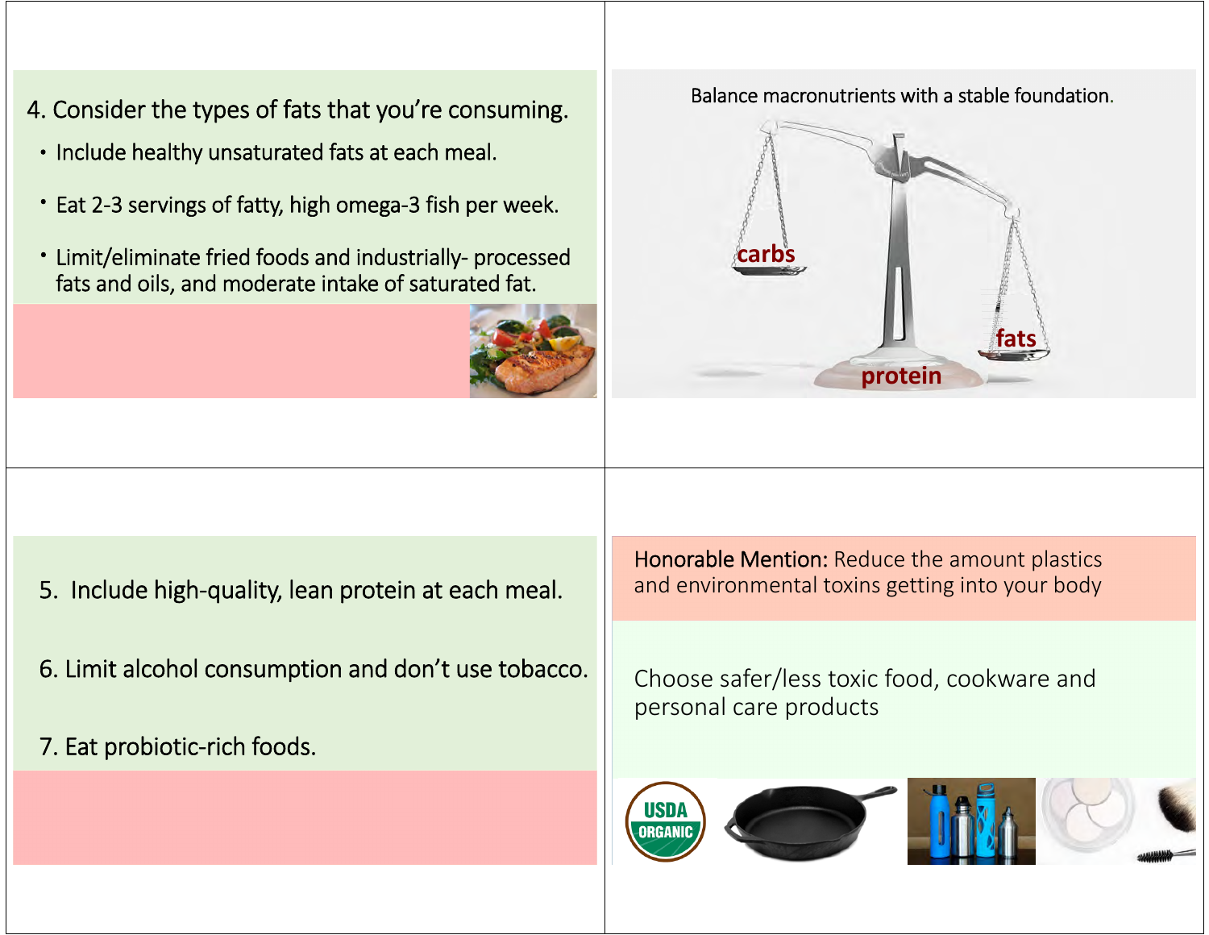4. Consider the types of fats that you're consuming.
   - Include healthy unsaturated fats at each meal.
   - Eat 2-3 servings of fatty, high omega-3 fish per week.
   - Limit/eliminate fried foods and industrially- processed fats and oils, and moderate intake of saturated fat.

Balance macronutrients with a stable foundation.

carbs

fats

protein

5. Include high-quality, lean protein at each meal.

6. Limit alcohol consumption and don't use tobacco.

7. Eat probiotic-rich foods.

Honorable Mention: Reduce the amount plastics and environmental toxins getting into your body

Choose safer/less toxic food, cookware and personal care products

USDA ORGANIC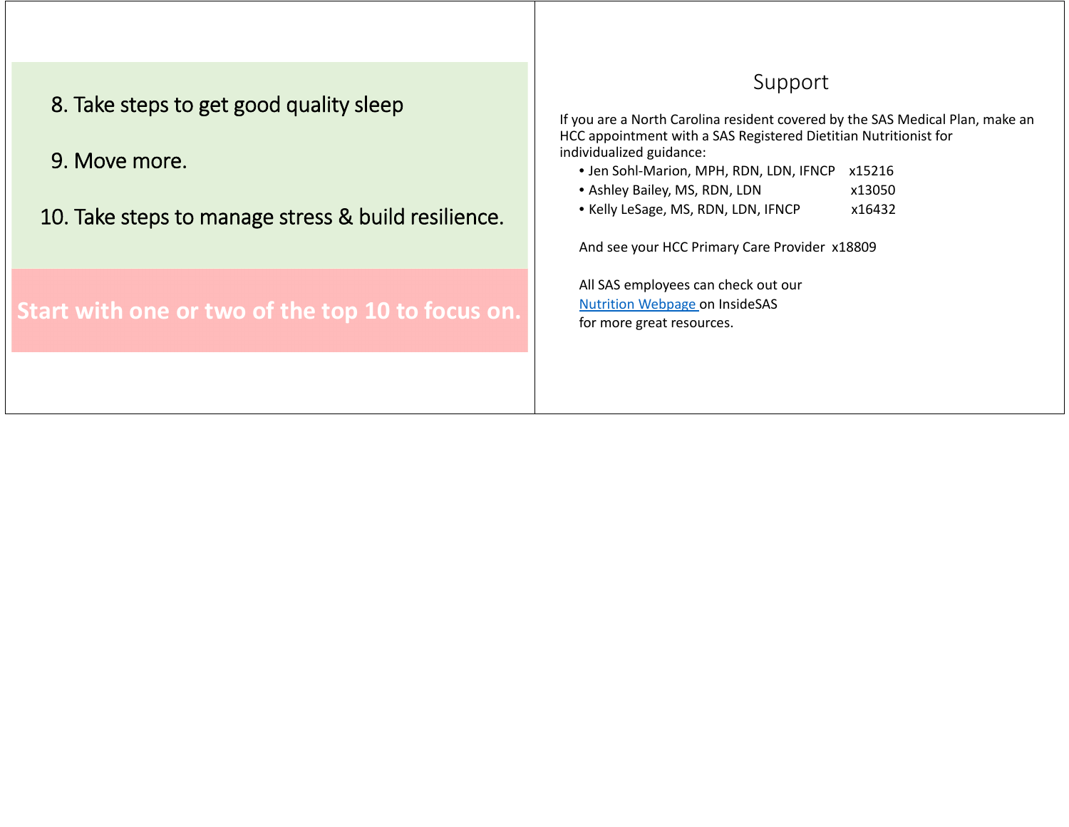8. Take steps to get good quality sleep

9. Move more.

10. Take steps to manage stress & build resilience.

**Start with one or two of the top 10 to focus on.**

## Support

If you are a North Carolina resident covered by the SAS Medical Plan, make an HCC appointment with a SAS Registered Dietitian Nutritionist for individualized guidance:

- Jen Sohl-Marion, MPH, RDN, LDN, IFNCP x15216
- Ashley Bailey, MS, RDN, LDN x13050
- Kelly LeSage, MS, RDN, LDN, IFNCP x16432

And see your HCC Primary Care Provider x18809

All SAS employees can check out our Nutrition Webpage on InsideSAS for more great resources.